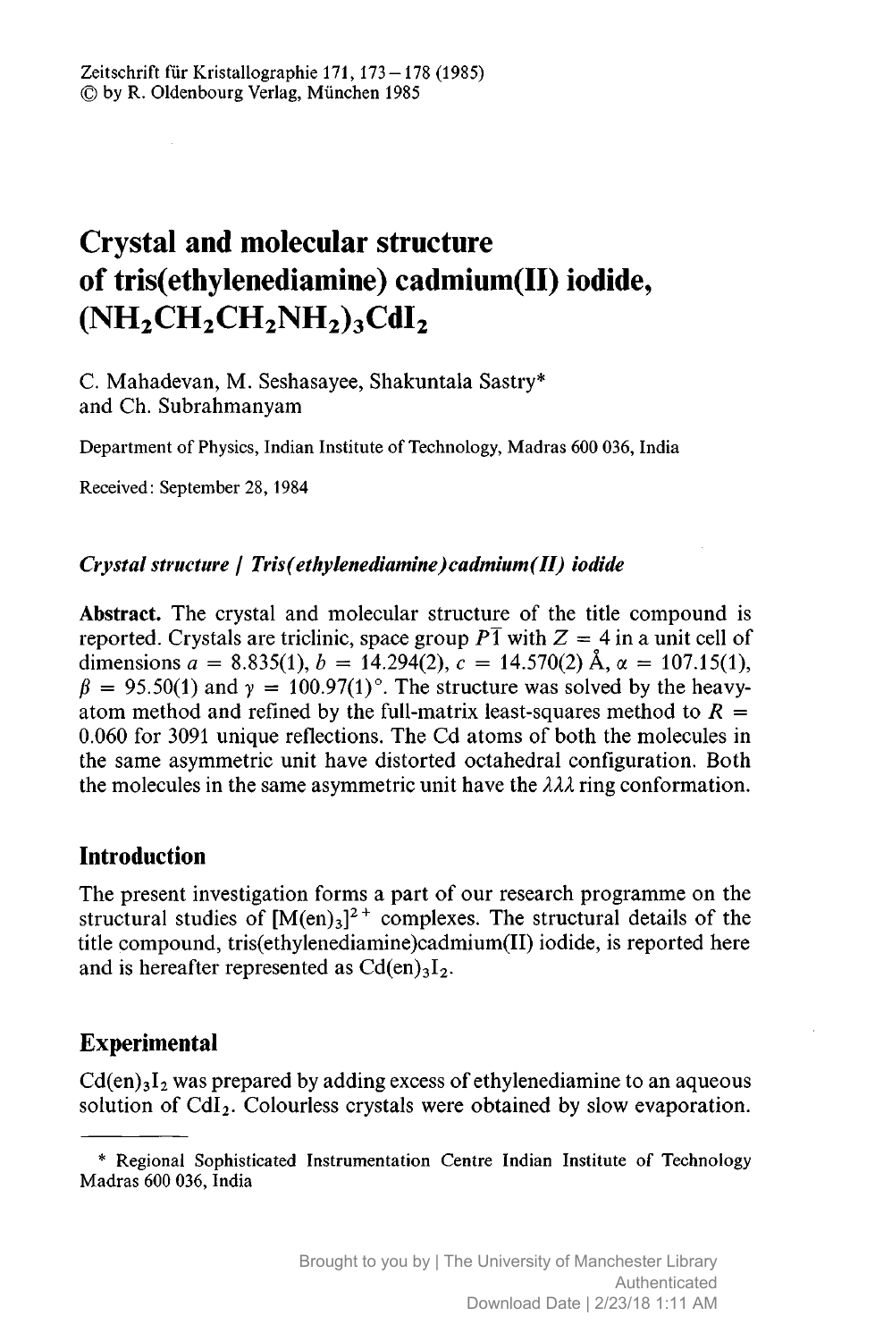# Crystal and molecular structure of tris(ethylenediamine) cadmium(II) iodide, $(NH_2CH_2CH_2NH_2)_3CdI_2$

C. Mahadevan, M. Seshasayee, Shakuntala Sastry* and Ch. Subrahmanyam

Department of Physics, Indian Institute of Technology, Madras 600 036, India

Received: September 28, 1984

*Crystal structure / Tris(ethylenediamine)cadmium(II) iodide*

**Abstract.** The crystal and molecular structure of the title compound is reported. Crystals are triclinic, space group $P\bar{1}$ with $Z = 4$ in a unit cell of dimensions $a = 8.835(1)$, $b = 14.294(2)$, $c = 14.570(2)$ Å, $\alpha = 107.15(1)$, $\beta = 95.50(1)$ and $\gamma = 100.97(1)°$. The structure was solved by the heavy-atom method and refined by the full-matrix least-squares method to $R = 0.060$ for 3091 unique reflections. The Cd atoms of both the molecules in the same asymmetric unit have distorted octahedral configuration. Both the molecules in the same asymmetric unit have the $\lambda\lambda\lambda$ ring conformation.

## Introduction

The present investigation forms a part of our research programme on the structural studies of $[M(en)_3]^{2+}$ complexes. The structural details of the title compound, tris(ethylenediamine)cadmium(II) iodide, is reported here and is hereafter represented as $Cd(en)_3I_2$.

## Experimental

$Cd(en)_3I_2$ was prepared by adding excess of ethylenediamine to an aqueous solution of $CdI_2$. Colourless crystals were obtained by slow evaporation.

* Regional Sophisticated Instrumentation Centre Indian Institute of Technology Madras 600 036, India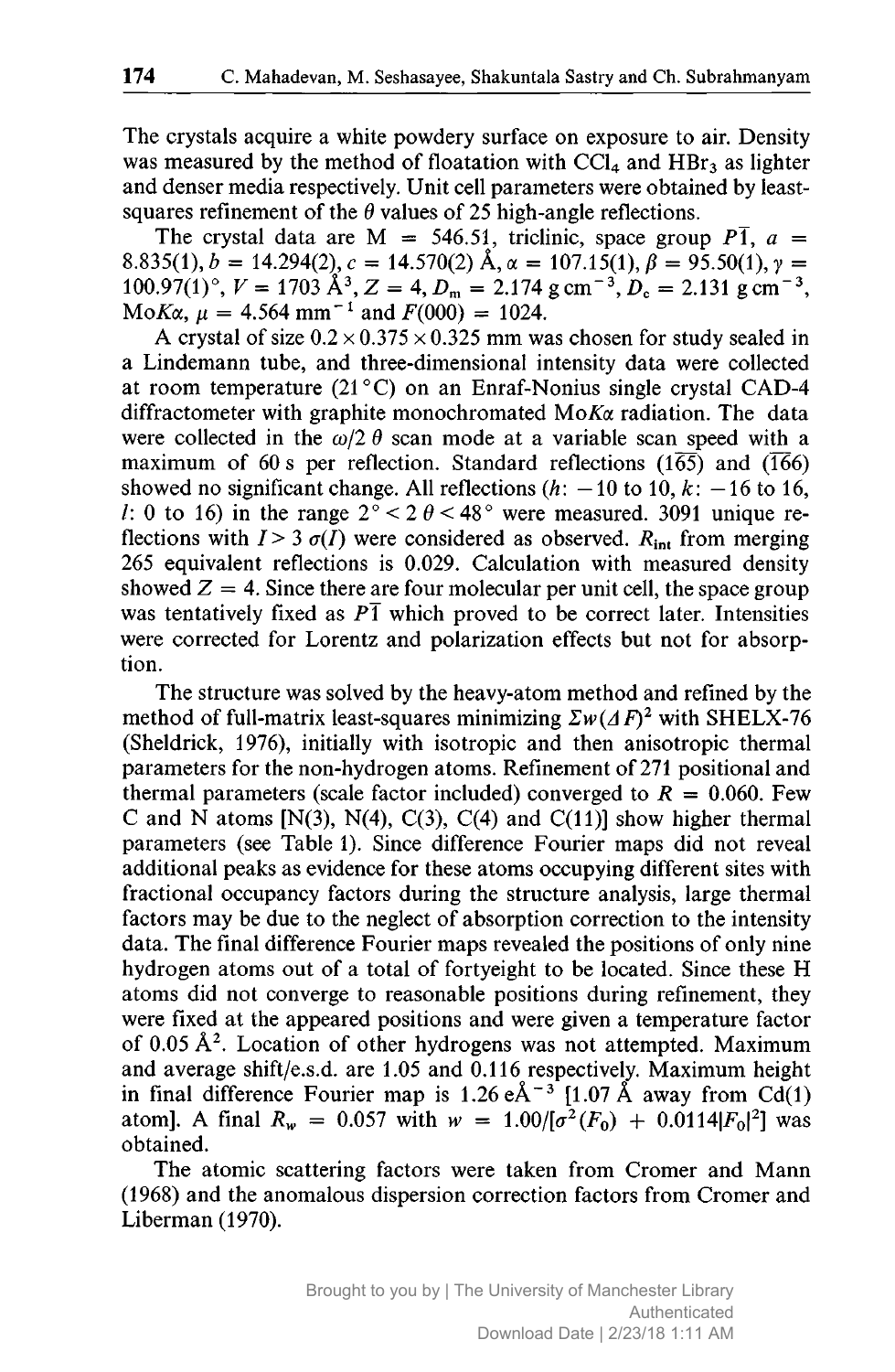The crystals acquire a white powdery surface on exposure to air. Density was measured by the method of floatation with $CCl_4$ and $HBr_3$ as lighter and denser media respectively. Unit cell parameters were obtained by least-squares refinement of the $\theta$ values of 25 high-angle reflections.

The crystal data are M = 546.51, triclinic, space group $P\bar{1}$, $a$ = 8.835(1), $b$ = 14.294(2), $c$ = 14.570(2) Å, $\alpha$ = 107.15(1), $\beta$ = 95.50(1), $\gamma$ = 100.97(1)°, $V$ = 1703 Å$^3$, $Z$ = 4, $D_m$ = 2.174 g cm$^{-3}$, $D_c$ = 2.131 g cm$^{-3}$, Mo$K\alpha$, $\mu$ = 4.564 mm$^{-1}$ and $F(000)$ = 1024.

A crystal of size 0.2 × 0.375 × 0.325 mm was chosen for study sealed in a Lindemann tube, and three-dimensional intensity data were collected at room temperature (21 °C) on an Enraf-Nonius single crystal CAD-4 diffractometer with graphite monochromated Mo$K\alpha$ radiation. The data were collected in the $\omega/2\,\theta$ scan mode at a variable scan speed with a maximum of 60 s per reflection. Standard reflections ($1\bar{6}\bar{5}$) and ($\bar{1}66$) showed no significant change. All reflections ($h$: −10 to 10, $k$: −16 to 16, $l$: 0 to 16) in the range $2° < 2\,\theta < 48°$ were measured. 3091 unique reflections with $I > 3\,\sigma(I)$ were considered as observed. $R_{int}$ from merging 265 equivalent reflections is 0.029. Calculation with measured density showed $Z$ = 4. Since there are four molecular per unit cell, the space group was tentatively fixed as $P\bar{1}$ which proved to be correct later. Intensities were corrected for Lorentz and polarization effects but not for absorption.

The structure was solved by the heavy-atom method and refined by the method of full-matrix least-squares minimizing $\Sigma w(\Delta F)^2$ with SHELX-76 (Sheldrick, 1976), initially with isotropic and then anisotropic thermal parameters for the non-hydrogen atoms. Refinement of 271 positional and thermal parameters (scale factor included) converged to $R$ = 0.060. Few C and N atoms [N(3), N(4), C(3), C(4) and C(11)] show higher thermal parameters (see Table 1). Since difference Fourier maps did not reveal additional peaks as evidence for these atoms occupying different sites with fractional occupancy factors during the structure analysis, large thermal factors may be due to the neglect of absorption correction to the intensity data. The final difference Fourier maps revealed the positions of only nine hydrogen atoms out of a total of fortyeight to be located. Since these H atoms did not converge to reasonable positions during refinement, they were fixed at the appeared positions and were given a temperature factor of 0.05 Å$^2$. Location of other hydrogens was not attempted. Maximum and average shift/e.s.d. are 1.05 and 0.116 respectively. Maximum height in final difference Fourier map is 1.26 eÅ$^{-3}$ [1.07 Å away from Cd(1) atom]. A final $R_w$ = 0.057 with $w = 1.00/[\sigma^2(F_0) + 0.0114|F_0|^2]$ was obtained.

The atomic scattering factors were taken from Cromer and Mann (1968) and the anomalous dispersion correction factors from Cromer and Liberman (1970).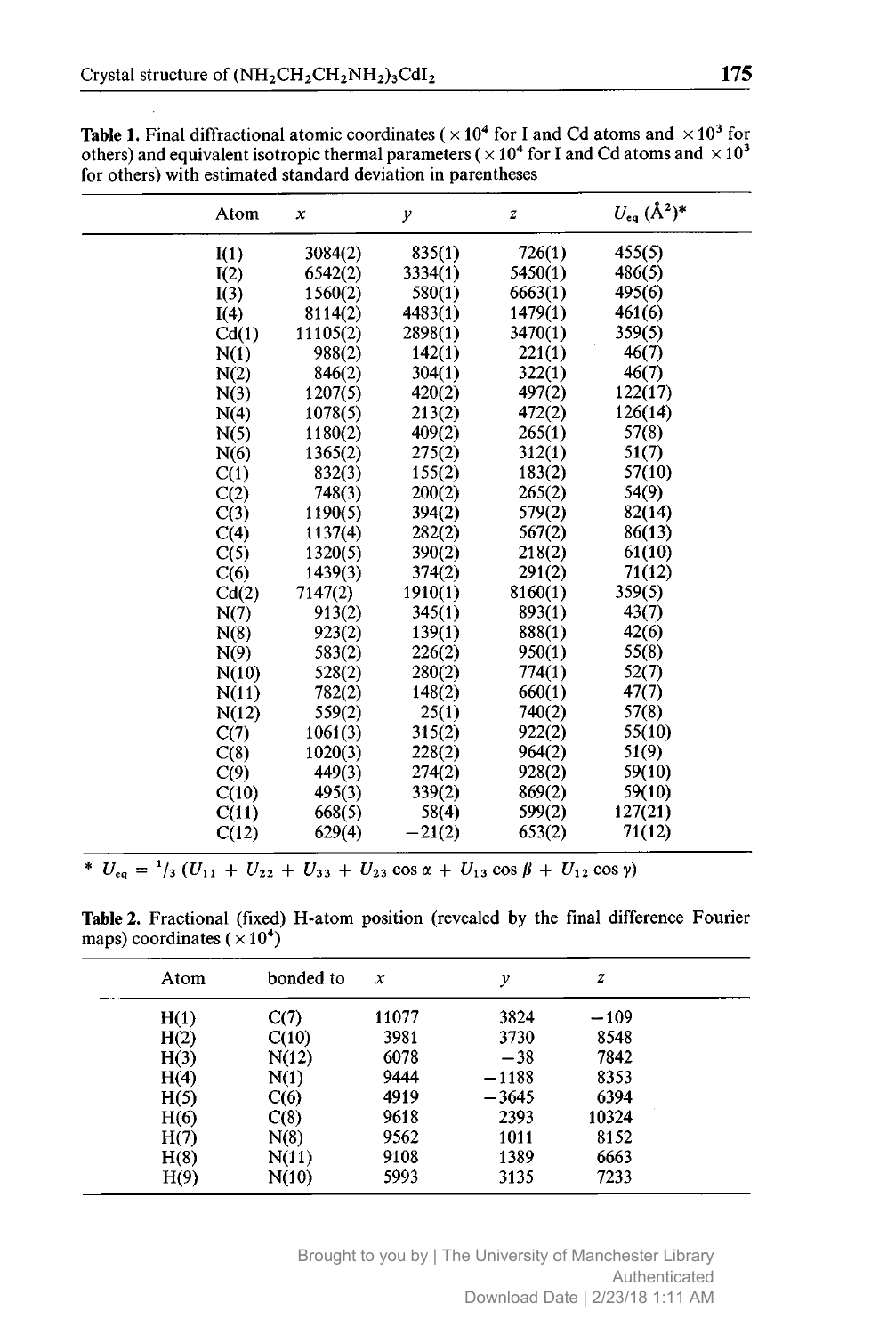**Table 1.** Final diffractional atomic coordinates ( $\times 10^4$ for I and Cd atoms and $\times 10^3$ for others) and equivalent isotropic thermal parameters ( $\times 10^4$ for I and Cd atoms and $\times 10^3$ for others) with estimated standard deviation in parentheses

| Atom | $x$ | $y$ | $z$ | $U_{eq}$ (Å$^2$)* |
|---|---|---|---|---|
| I(1) | 3084(2) | 835(1) | 726(1) | 455(5) |
| I(2) | 6542(2) | 3334(1) | 5450(1) | 486(5) |
| I(3) | 1560(2) | 580(1) | 6663(1) | 495(6) |
| I(4) | 8114(2) | 4483(1) | 1479(1) | 461(6) |
| Cd(1) | 11105(2) | 2898(1) | 3470(1) | 359(5) |
| N(1) | 988(2) | 142(1) | 221(1) | 46(7) |
| N(2) | 846(2) | 304(1) | 322(1) | 46(7) |
| N(3) | 1207(5) | 420(2) | 497(2) | 122(17) |
| N(4) | 1078(5) | 213(2) | 472(2) | 126(14) |
| N(5) | 1180(2) | 409(2) | 265(1) | 57(8) |
| N(6) | 1365(2) | 275(2) | 312(1) | 51(7) |
| C(1) | 832(3) | 155(2) | 183(2) | 57(10) |
| C(2) | 748(3) | 200(2) | 265(2) | 54(9) |
| C(3) | 1190(5) | 394(2) | 579(2) | 82(14) |
| C(4) | 1137(4) | 282(2) | 567(2) | 86(13) |
| C(5) | 1320(5) | 390(2) | 218(2) | 61(10) |
| C(6) | 1439(3) | 374(2) | 291(2) | 71(12) |
| Cd(2) | 7147(2) | 1910(1) | 8160(1) | 359(5) |
| N(7) | 913(2) | 345(1) | 893(1) | 43(7) |
| N(8) | 923(2) | 139(1) | 888(1) | 42(6) |
| N(9) | 583(2) | 226(2) | 950(1) | 55(8) |
| N(10) | 528(2) | 280(2) | 774(1) | 52(7) |
| N(11) | 782(2) | 148(2) | 660(1) | 47(7) |
| N(12) | 559(2) | 25(1) | 740(2) | 57(8) |
| C(7) | 1061(3) | 315(2) | 922(2) | 55(10) |
| C(8) | 1020(3) | 228(2) | 964(2) | 51(9) |
| C(9) | 449(3) | 274(2) | 928(2) | 59(10) |
| C(10) | 495(3) | 339(2) | 869(2) | 59(10) |
| C(11) | 668(5) | 58(4) | 599(2) | 127(21) |
| C(12) | 629(4) | −21(2) | 653(2) | 71(12) |

* $U_{eq} = {}^1/_3\,(U_{11} + U_{22} + U_{33} + U_{23}\cos\alpha + U_{13}\cos\beta + U_{12}\cos\gamma)$

**Table 2.** Fractional (fixed) H-atom position (revealed by the final difference Fourier maps) coordinates ( $\times 10^4$)

| Atom | bonded to | $x$ | $y$ | $z$ |
|---|---|---|---|---|
| H(1) | C(7) | 11077 | 3824 | −109 |
| H(2) | C(10) | 3981 | 3730 | 8548 |
| H(3) | N(12) | 6078 | −38 | 7842 |
| H(4) | N(1) | 9444 | −1188 | 8353 |
| H(5) | C(6) | 4919 | −3645 | 6394 |
| H(6) | C(8) | 9618 | 2393 | 10324 |
| H(7) | N(8) | 9562 | 1011 | 8152 |
| H(8) | N(11) | 9108 | 1389 | 6663 |
| H(9) | N(10) | 5993 | 3135 | 7233 |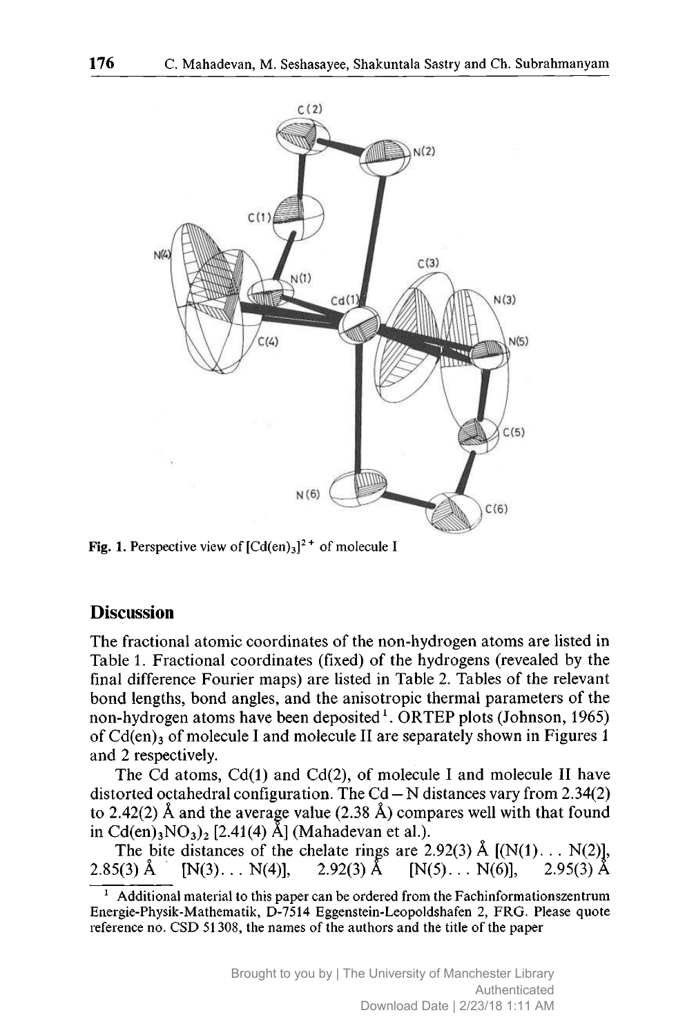Fig. 1. Perspective view of $[Cd(en)_3]^{2+}$ of molecule I

## Discussion

The fractional atomic coordinates of the non-hydrogen atoms are listed in Table 1. Fractional coordinates (fixed) of the hydrogens (revealed by the final difference Fourier maps) are listed in Table 2. Tables of the relevant bond lengths, bond angles, and the anisotropic thermal parameters of the non-hydrogen atoms have been deposited[1]. ORTEP plots (Johnson, 1965) of $Cd(en)_3$ of molecule I and molecule II are separately shown in Figures 1 and 2 respectively.

The Cd atoms, Cd(1) and Cd(2), of molecule I and molecule II have distorted octahedral configuration. The Cd – N distances vary from 2.34(2) to 2.42(2) Å and the average value (2.38 Å) compares well with that found in $Cd(en)_3NO_3)_2$ [2.41(4) Å] (Mahadevan et al.).

The bite distances of the chelate rings are 2.92(3) Å [(N(1)... N(2)], 2.85(3) Å [N(3)... N(4)], 2.92(3) Å [N(5)... N(6)], 2.95(3) Å

[1] Additional material to this paper can be ordered from the Fachinformationszentrum Energie-Physik-Mathematik, D-7514 Eggenstein-Leopoldshafen 2, FRG. Please quote reference no. CSD 51308, the names of the authors and the title of the paper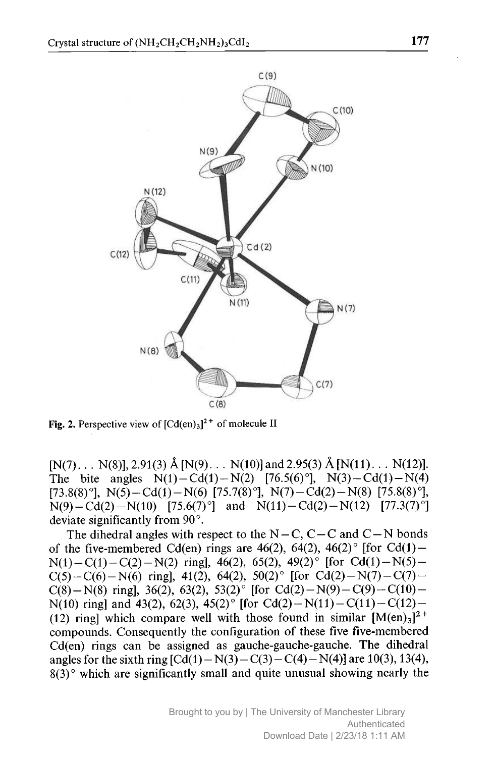**Fig. 2.** Perspective view of $[Cd(en)_3]^{2+}$ of molecule II

[N(7)... N(8)], 2.91(3) Å [N(9)... N(10)] and 2.95(3) Å [N(11)... N(12)]. The bite angles N(1)−Cd(1)−N(2) [76.5(6)°], N(3)−Cd(1)−N(4) [73.8(8)°], N(5)−Cd(1)−N(6) [75.7(8)°], N(7)−Cd(2)−N(8) [75.8(8)°], N(9)−Cd(2)−N(10) [75.6(7)°] and N(11)−Cd(2)−N(12) [77.3(7)°] deviate significantly from 90°.

The dihedral angles with respect to the N−C, C−C and C−N bonds of the five-membered Cd(en) rings are 46(2), 64(2), 46(2)° [for Cd(1)−N(1)−C(1)−C(2)−N(2) ring], 46(2), 65(2), 49(2)° [for Cd(1)−N(5)−C(5)−C(6)−N(6) ring], 41(2), 64(2), 50(2)° [for Cd(2)−N(7)−C(7)−C(8)−N(8) ring], 36(2), 63(2), 53(2)° [for Cd(2)−N(9)−C(9)−C(10)−N(10) ring] and 43(2), 62(3), 45(2)° [for Cd(2)−N(11)−C(11)−C(12)−(12) ring] which compare well with those found in similar $[M(en)_3]^{2+}$ compounds. Consequently the configuration of these five five-membered Cd(en) rings can be assigned as gauche-gauche-gauche. The dihedral angles for the sixth ring [Cd(1)−N(3)−C(3)−C(4)−N(4)] are 10(3), 13(4), 8(3)° which are significantly small and quite unusual showing nearly the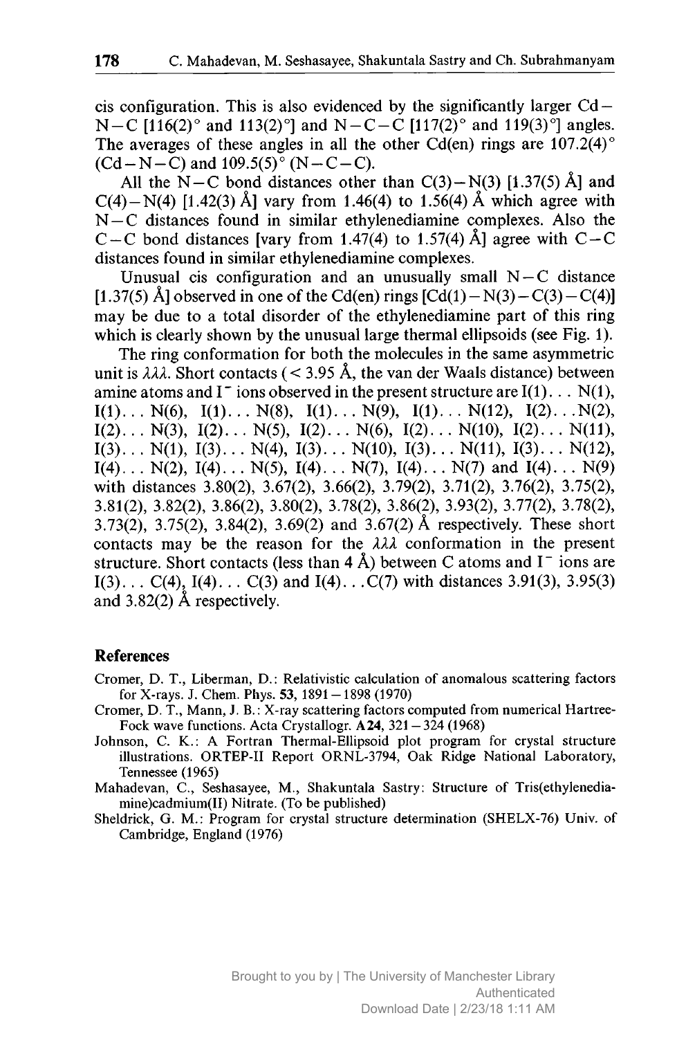cis configuration. This is also evidenced by the significantly larger Cd−N−C [116(2)° and 113(2)°] and N−C−C [117(2)° and 119(3)°] angles. The averages of these angles in all the other Cd(en) rings are 107.2(4)° (Cd−N−C) and 109.5(5)° (N−C−C).

All the N−C bond distances other than C(3)−N(3) [1.37(5) Å] and C(4)−N(4) [1.42(3) Å] vary from 1.46(4) to 1.56(4) Å which agree with N−C distances found in similar ethylenediamine complexes. Also the C−C bond distances [vary from 1.47(4) to 1.57(4) Å] agree with C−C distances found in similar ethylenediamine complexes.

Unusual cis configuration and an unusually small N−C distance [1.37(5) Å] observed in one of the Cd(en) rings [Cd(1)−N(3)−C(3)−C(4)] may be due to a total disorder of the ethylenediamine part of this ring which is clearly shown by the unusual large thermal ellipsoids (see Fig. 1).

The ring conformation for both the molecules in the same asymmetric unit is $\lambda\lambda\lambda$. Short contacts (< 3.95 Å, the van der Waals distance) between amine atoms and $I^-$ ions observed in the present structure are I(1)... N(1), I(1)... N(6), I(1)... N(8), I(1)... N(9), I(1)... N(12), I(2)...N(2), I(2)... N(3), I(2)... N(5), I(2)... N(6), I(2)... N(10), I(2)... N(11), I(3)... N(1), I(3)... N(4), I(3)... N(10), I(3)... N(11), I(3)... N(12), I(4)... N(2), I(4)... N(5), I(4)... N(7), I(4)... N(7) and I(4)... N(9) with distances 3.80(2), 3.67(2), 3.66(2), 3.79(2), 3.71(2), 3.76(2), 3.75(2), 3.81(2), 3.82(2), 3.86(2), 3.80(2), 3.78(2), 3.86(2), 3.93(2), 3.77(2), 3.78(2), 3.73(2), 3.75(2), 3.84(2), 3.69(2) and 3.67(2) Å respectively. These short contacts may be the reason for the $\lambda\lambda\lambda$ conformation in the present structure. Short contacts (less than 4 Å) between C atoms and $I^-$ ions are I(3)... C(4), I(4)... C(3) and I(4)...C(7) with distances 3.91(3), 3.95(3) and 3.82(2) Å respectively.

## References

Cromer, D. T., Liberman, D.: Relativistic calculation of anomalous scattering factors for X-rays. J. Chem. Phys. **53**, 1891−1898 (1970)

Cromer, D. T., Mann, J. B.: X-ray scattering factors computed from numerical Hartree-Fock wave functions. Acta Crystallogr. **A24**, 321−324 (1968)

Johnson, C. K.: A Fortran Thermal-Ellipsoid plot program for crystal structure illustrations. ORTEP-II Report ORNL-3794, Oak Ridge National Laboratory, Tennessee (1965)

Mahadevan, C., Seshasayee, M., Shakuntala Sastry: Structure of Tris(ethylenediamine)cadmium(II) Nitrate. (To be published)

Sheldrick, G. M.: Program for crystal structure determination (SHELX-76) Univ. of Cambridge, England (1976)